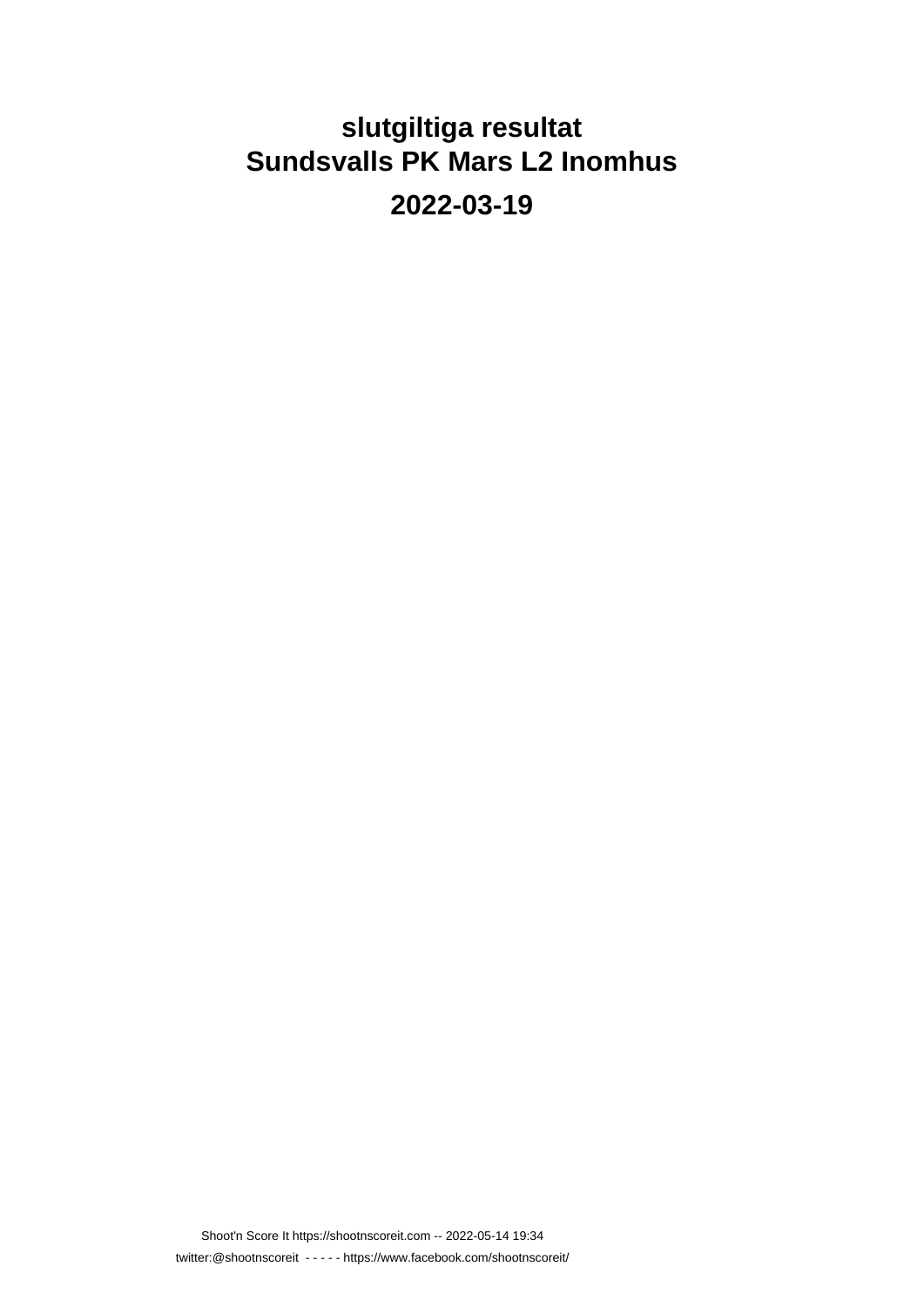# slutgiltiga resultat
# Sundsvalls PK Mars L2 Inomhus

## 2022-03-19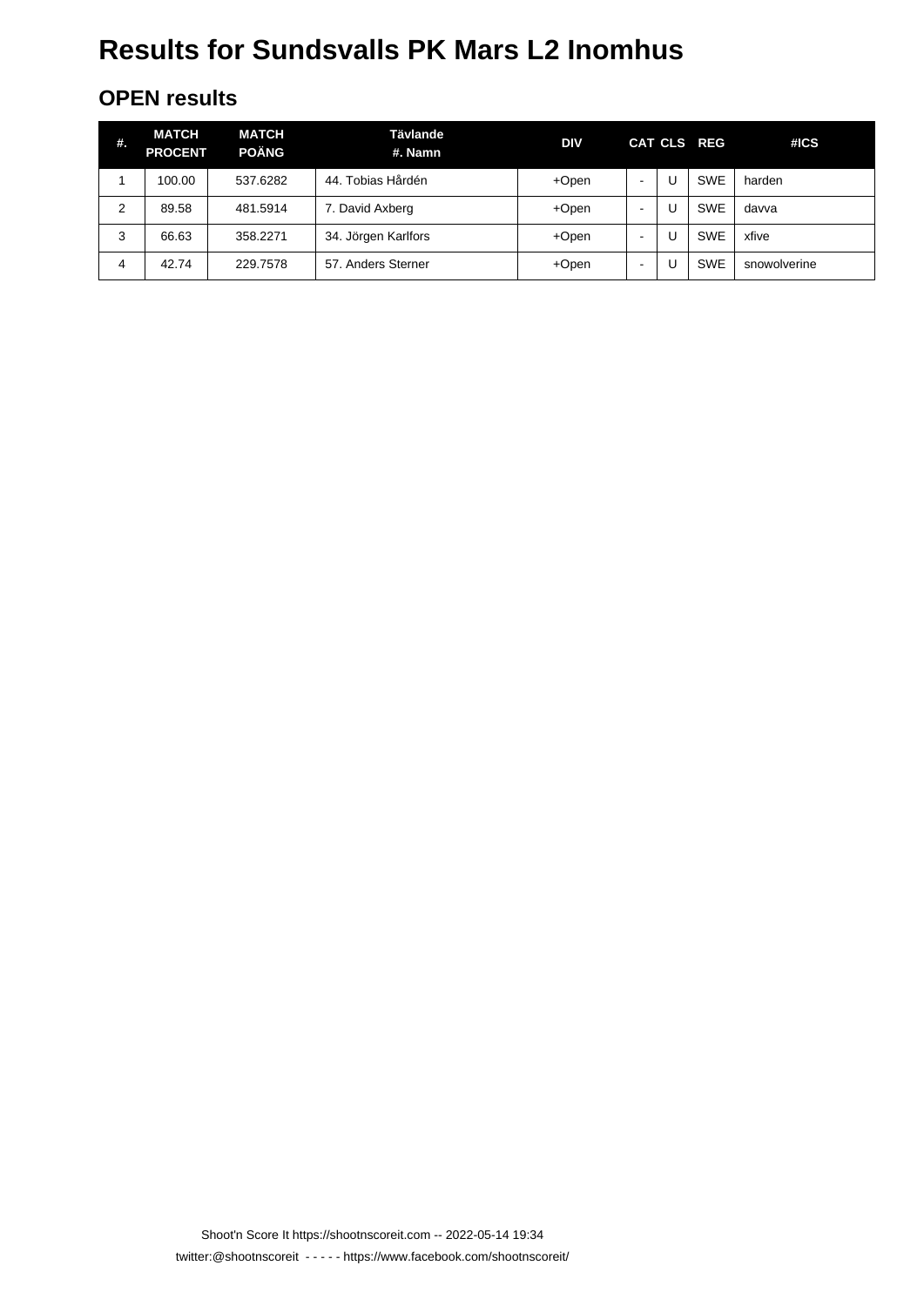# Results for Sundsvalls PK Mars L2 Inomhus

## OPEN results

| #. | MATCH PROCENT | MATCH POÄNG | Tävlande #. Namn | DIV | CAT | CLS | REG | #ICS |
|---|---|---|---|---|---|---|---|---|
| 1 | 100.00 | 537.6282 | 44. Tobias Hårdén | +Open | - | U | SWE | harden |
| 2 | 89.58 | 481.5914 | 7. David Axberg | +Open | - | U | SWE | davva |
| 3 | 66.63 | 358.2271 | 34. Jörgen Karlfors | +Open | - | U | SWE | xfive |
| 4 | 42.74 | 229.7578 | 57. Anders Sterner | +Open | - | U | SWE | snowolverine |

Shoot'n Score It https://shootnscoreit.com -- 2022-05-14 19:34

twitter:@shootnscoreit - - - - - https://www.facebook.com/shootnscoreit/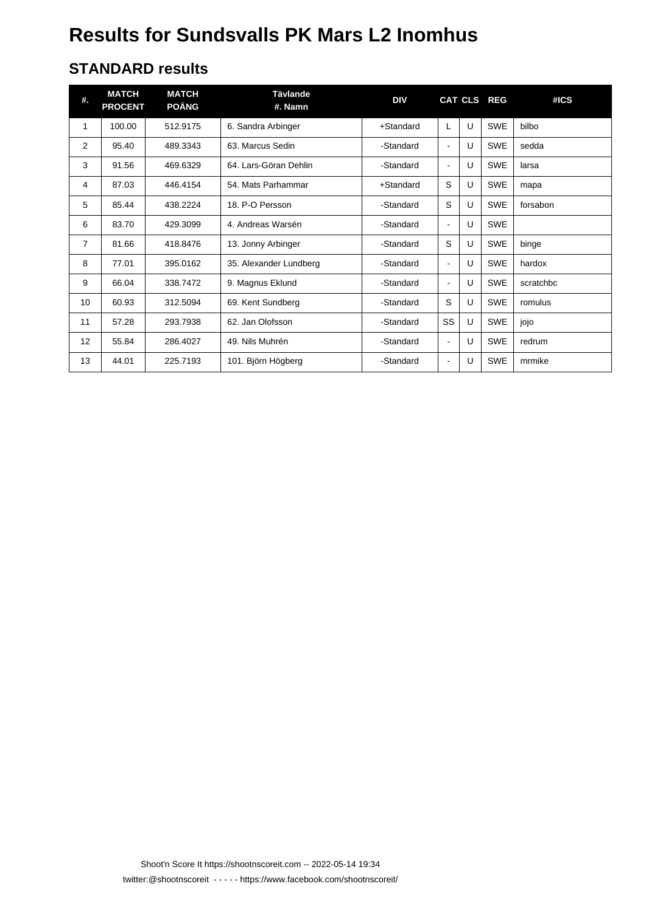# Results for Sundsvalls PK Mars L2 Inomhus

## STANDARD results

| #. | MATCH PROCENT | MATCH POÄNG | Tävlande #. Namn | DIV | CAT | CLS | REG | #ICS |
|---|---|---|---|---|---|---|---|---|
| 1 | 100.00 | 512.9175 | 6. Sandra Arbinger | +Standard | L | U | SWE | bilbo |
| 2 | 95.40 | 489.3343 | 63. Marcus Sedin | -Standard | - | U | SWE | sedda |
| 3 | 91.56 | 469.6329 | 64. Lars-Göran Dehlin | -Standard | - | U | SWE | larsa |
| 4 | 87.03 | 446.4154 | 54. Mats Parhammar | +Standard | S | U | SWE | mapa |
| 5 | 85.44 | 438.2224 | 18. P-O Persson | -Standard | S | U | SWE | forsabon |
| 6 | 83.70 | 429.3099 | 4. Andreas Warsén | -Standard | - | U | SWE | |
| 7 | 81.66 | 418.8476 | 13. Jonny Arbinger | -Standard | S | U | SWE | binge |
| 8 | 77.01 | 395.0162 | 35. Alexander Lundberg | -Standard | - | U | SWE | hardox |
| 9 | 66.04 | 338.7472 | 9. Magnus Eklund | -Standard | - | U | SWE | scratchbc |
| 10 | 60.93 | 312.5094 | 69. Kent Sundberg | -Standard | S | U | SWE | romulus |
| 11 | 57.28 | 293.7938 | 62. Jan Olofsson | -Standard | SS | U | SWE | jojo |
| 12 | 55.84 | 286.4027 | 49. Nils Muhrén | -Standard | - | U | SWE | redrum |
| 13 | 44.01 | 225.7193 | 101. Björn Högberg | -Standard | - | U | SWE | mrmike |

Shoot'n Score It https://shootnscoreit.com -- 2022-05-14 19:34

twitter:@shootnscoreit - - - - - https://www.facebook.com/shootnscoreit/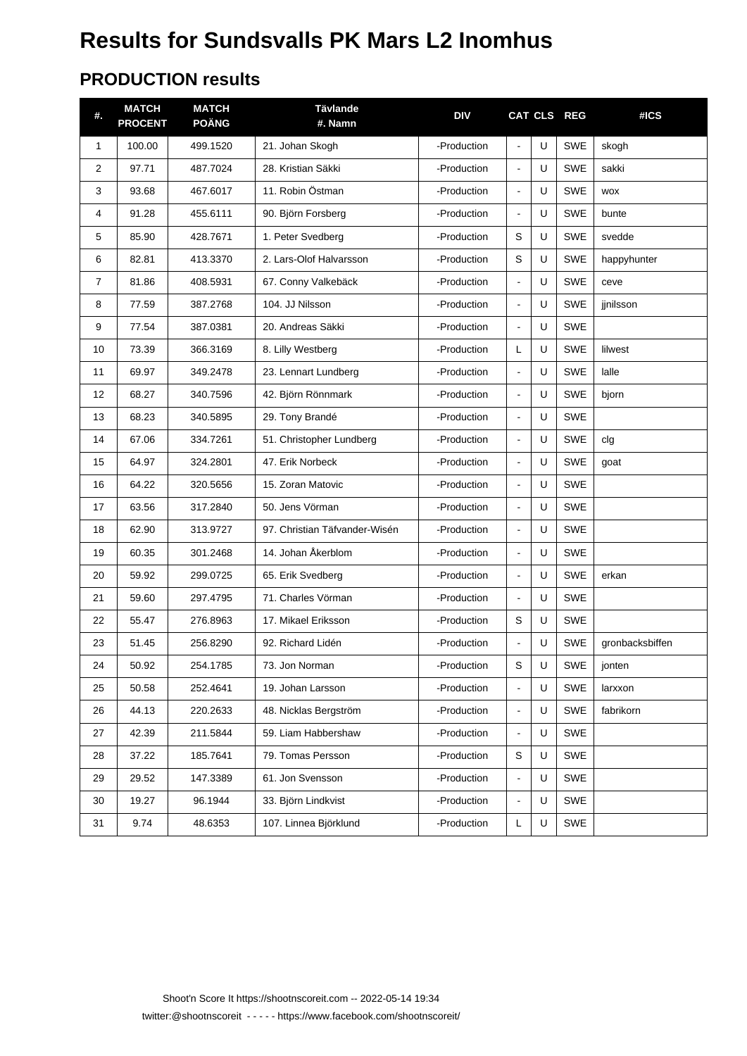# Results for Sundsvalls PK Mars L2 Inomhus

## PRODUCTION results

| #. | MATCH PROCENT | MATCH POÄNG | Tävlande #. Namn | DIV | CAT | CLS | REG | #ICS |
|---|---|---|---|---|---|---|---|---|
| 1 | 100.00 | 499.1520 | 21. Johan Skogh | -Production | - | U | SWE | skogh |
| 2 | 97.71 | 487.7024 | 28. Kristian Säkki | -Production | - | U | SWE | sakki |
| 3 | 93.68 | 467.6017 | 11. Robin Östman | -Production | - | U | SWE | wox |
| 4 | 91.28 | 455.6111 | 90. Björn Forsberg | -Production | - | U | SWE | bunte |
| 5 | 85.90 | 428.7671 | 1. Peter Svedberg | -Production | S | U | SWE | svedde |
| 6 | 82.81 | 413.3370 | 2. Lars-Olof Halvarsson | -Production | S | U | SWE | happyhunter |
| 7 | 81.86 | 408.5931 | 67. Conny Valkebäck | -Production | - | U | SWE | ceve |
| 8 | 77.59 | 387.2768 | 104. JJ Nilsson | -Production | - | U | SWE | jjnilsson |
| 9 | 77.54 | 387.0381 | 20. Andreas Säkki | -Production | - | U | SWE | |
| 10 | 73.39 | 366.3169 | 8. Lilly Westberg | -Production | L | U | SWE | lilwest |
| 11 | 69.97 | 349.2478 | 23. Lennart Lundberg | -Production | - | U | SWE | lalle |
| 12 | 68.27 | 340.7596 | 42. Björn Rönnmark | -Production | - | U | SWE | bjorn |
| 13 | 68.23 | 340.5895 | 29. Tony Brandé | -Production | - | U | SWE | |
| 14 | 67.06 | 334.7261 | 51. Christopher Lundberg | -Production | - | U | SWE | clg |
| 15 | 64.97 | 324.2801 | 47. Erik Norbeck | -Production | - | U | SWE | goat |
| 16 | 64.22 | 320.5656 | 15. Zoran Matovic | -Production | - | U | SWE | |
| 17 | 63.56 | 317.2840 | 50. Jens Vörman | -Production | - | U | SWE | |
| 18 | 62.90 | 313.9727 | 97. Christian Täfvander-Wisén | -Production | - | U | SWE | |
| 19 | 60.35 | 301.2468 | 14. Johan Åkerblom | -Production | - | U | SWE | |
| 20 | 59.92 | 299.0725 | 65. Erik Svedberg | -Production | - | U | SWE | erkan |
| 21 | 59.60 | 297.4795 | 71. Charles Vörman | -Production | - | U | SWE | |
| 22 | 55.47 | 276.8963 | 17. Mikael Eriksson | -Production | S | U | SWE | |
| 23 | 51.45 | 256.8290 | 92. Richard Lidén | -Production | - | U | SWE | gronbacksbiffen |
| 24 | 50.92 | 254.1785 | 73. Jon Norman | -Production | S | U | SWE | jonten |
| 25 | 50.58 | 252.4641 | 19. Johan Larsson | -Production | - | U | SWE | larxxon |
| 26 | 44.13 | 220.2633 | 48. Nicklas Bergström | -Production | - | U | SWE | fabrikorn |
| 27 | 42.39 | 211.5844 | 59. Liam Habbershaw | -Production | - | U | SWE | |
| 28 | 37.22 | 185.7641 | 79. Tomas Persson | -Production | S | U | SWE | |
| 29 | 29.52 | 147.3389 | 61. Jon Svensson | -Production | - | U | SWE | |
| 30 | 19.27 | 96.1944 | 33. Björn Lindkvist | -Production | - | U | SWE | |
| 31 | 9.74 | 48.6353 | 107. Linnea Björklund | -Production | L | U | SWE | |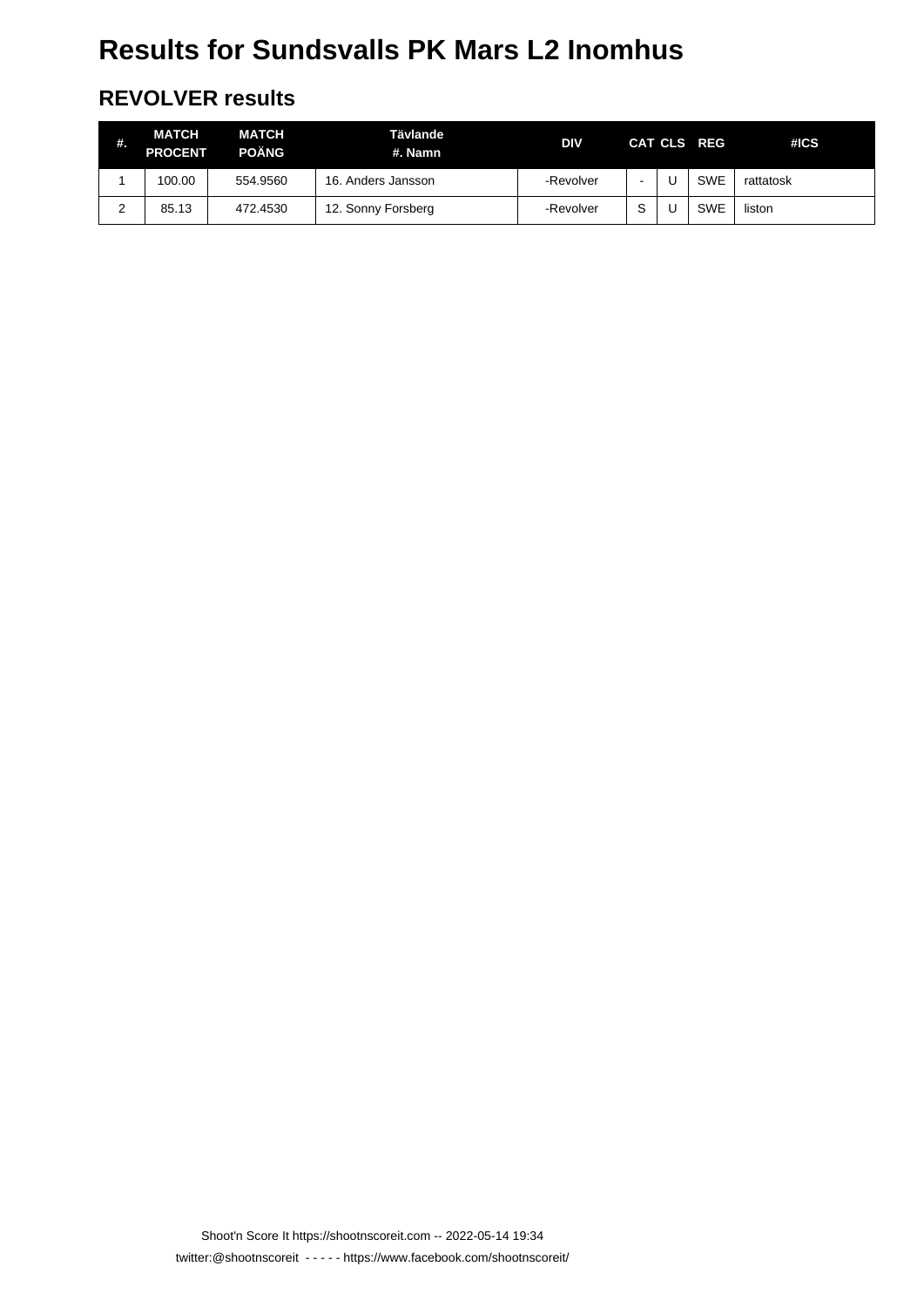# Results for Sundsvalls PK Mars L2 Inomhus

## REVOLVER results

| #. | MATCH PROCENT | MATCH POÄNG | Tävlande #. Namn | DIV | CAT | CLS | REG | #ICS |
|---|---|---|---|---|---|---|---|---|
| 1 | 100.00 | 554.9560 | 16. Anders Jansson | -Revolver | - | U | SWE | rattatosk |
| 2 | 85.13 | 472.4530 | 12. Sonny Forsberg | -Revolver | S | U | SWE | liston |

Shoot'n Score It https://shootnscoreit.com -- 2022-05-14 19:34

twitter:@shootnscoreit - - - - - https://www.facebook.com/shootnscoreit/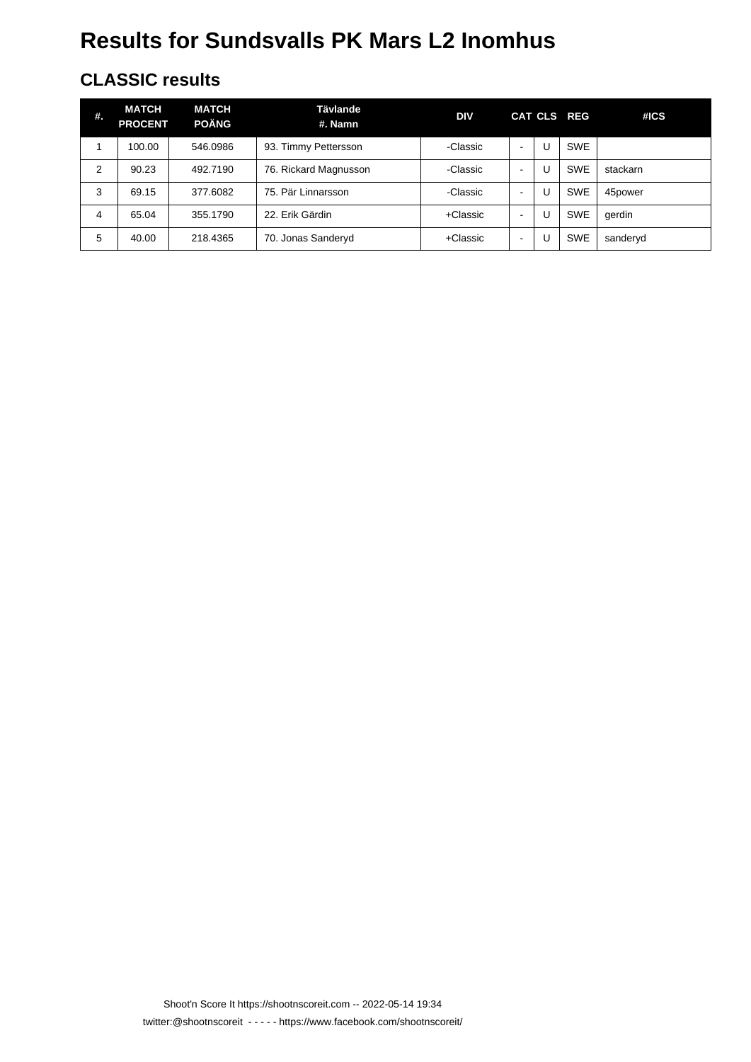# Results for Sundsvalls PK Mars L2 Inomhus

## CLASSIC results

| #. | MATCH PROCENT | MATCH POÄNG | Tävlande #. Namn | DIV | CAT | CLS | REG | #ICS |
|---|---|---|---|---|---|---|---|---|
| 1 | 100.00 | 546.0986 | 93. Timmy Pettersson | -Classic | - | U | SWE | |
| 2 | 90.23 | 492.7190 | 76. Rickard Magnusson | -Classic | - | U | SWE | stackarn |
| 3 | 69.15 | 377.6082 | 75. Pär Linnarsson | -Classic | - | U | SWE | 45power |
| 4 | 65.04 | 355.1790 | 22. Erik Gärdin | +Classic | - | U | SWE | gerdin |
| 5 | 40.00 | 218.4365 | 70. Jonas Sanderyd | +Classic | - | U | SWE | sanderyd |

Shoot'n Score It https://shootnscoreit.com -- 2022-05-14 19:34

twitter:@shootnscoreit - - - - - https://www.facebook.com/shootnscoreit/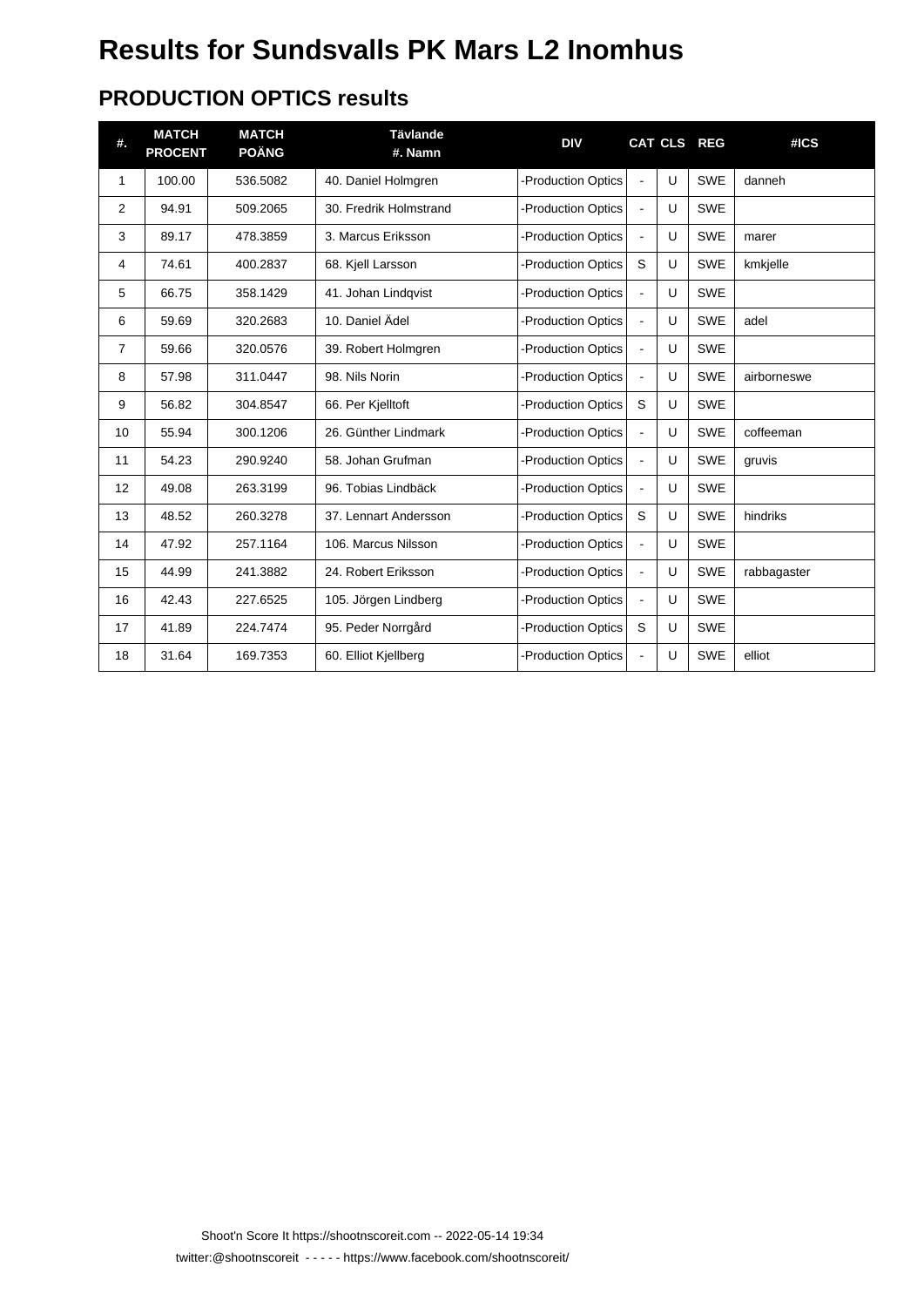# Results for Sundsvalls PK Mars L2 Inomhus

## PRODUCTION OPTICS results

| #. | MATCH PROCENT | MATCH POÄNG | Tävlande #. Namn | DIV | CAT | CLS | REG | #ICS |
|---|---|---|---|---|---|---|---|---|
| 1 | 100.00 | 536.5082 | 40. Daniel Holmgren | -Production Optics | - | U | SWE | danneh |
| 2 | 94.91 | 509.2065 | 30. Fredrik Holmstrand | -Production Optics | - | U | SWE | |
| 3 | 89.17 | 478.3859 | 3. Marcus Eriksson | -Production Optics | - | U | SWE | marer |
| 4 | 74.61 | 400.2837 | 68. Kjell Larsson | -Production Optics | S | U | SWE | kmkjelle |
| 5 | 66.75 | 358.1429 | 41. Johan Lindqvist | -Production Optics | - | U | SWE | |
| 6 | 59.69 | 320.2683 | 10. Daniel Ädel | -Production Optics | - | U | SWE | adel |
| 7 | 59.66 | 320.0576 | 39. Robert Holmgren | -Production Optics | - | U | SWE | |
| 8 | 57.98 | 311.0447 | 98. Nils Norin | -Production Optics | - | U | SWE | airborneswe |
| 9 | 56.82 | 304.8547 | 66. Per Kjelltoft | -Production Optics | S | U | SWE | |
| 10 | 55.94 | 300.1206 | 26. Günther Lindmark | -Production Optics | - | U | SWE | coffeeman |
| 11 | 54.23 | 290.9240 | 58. Johan Grufman | -Production Optics | - | U | SWE | gruvis |
| 12 | 49.08 | 263.3199 | 96. Tobias Lindbäck | -Production Optics | - | U | SWE | |
| 13 | 48.52 | 260.3278 | 37. Lennart Andersson | -Production Optics | S | U | SWE | hindriks |
| 14 | 47.92 | 257.1164 | 106. Marcus Nilsson | -Production Optics | - | U | SWE | |
| 15 | 44.99 | 241.3882 | 24. Robert Eriksson | -Production Optics | - | U | SWE | rabbagaster |
| 16 | 42.43 | 227.6525 | 105. Jörgen Lindberg | -Production Optics | - | U | SWE | |
| 17 | 41.89 | 224.7474 | 95. Peder Norrgård | -Production Optics | S | U | SWE | |
| 18 | 31.64 | 169.7353 | 60. Elliot Kjellberg | -Production Optics | - | U | SWE | elliot |

Shoot'n Score It https://shootnscoreit.com -- 2022-05-14 19:34

twitter:@shootnscoreit - - - - - https://www.facebook.com/shootnscoreit/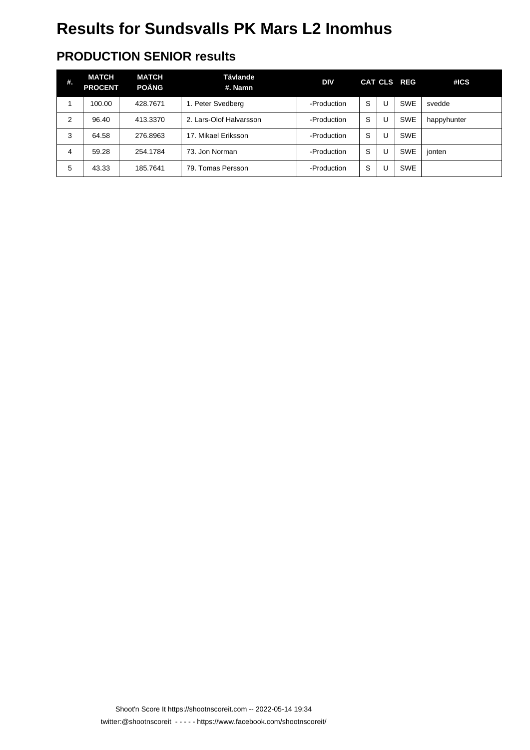# Results for Sundsvalls PK Mars L2 Inomhus

## PRODUCTION SENIOR results

| #. | MATCH PROCENT | MATCH POÄNG | Tävlande #. Namn | DIV | CAT | CLS | REG | #ICS |
|---|---|---|---|---|---|---|---|---|
| 1 | 100.00 | 428.7671 | 1. Peter Svedberg | -Production | S | U | SWE | svedde |
| 2 | 96.40 | 413.3370 | 2. Lars-Olof Halvarsson | -Production | S | U | SWE | happyhunter |
| 3 | 64.58 | 276.8963 | 17. Mikael Eriksson | -Production | S | U | SWE | |
| 4 | 59.28 | 254.1784 | 73. Jon Norman | -Production | S | U | SWE | jonten |
| 5 | 43.33 | 185.7641 | 79. Tomas Persson | -Production | S | U | SWE | |

Shoot'n Score It https://shootnscoreit.com -- 2022-05-14 19:34

twitter:@shootnscoreit - - - - - https://www.facebook.com/shootnscoreit/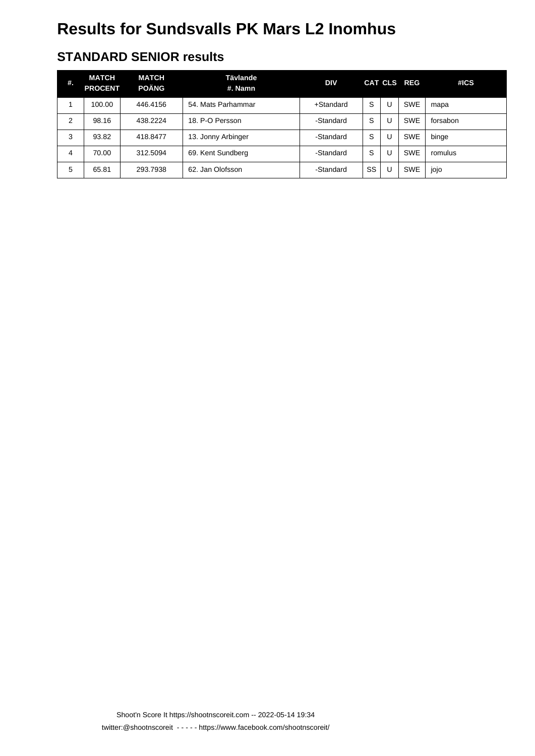# Results for Sundsvalls PK Mars L2 Inomhus

## STANDARD SENIOR results

| #. | MATCH PROCENT | MATCH POÄNG | Tävlande #. Namn | DIV | CAT | CLS | REG | #ICS |
|---|---|---|---|---|---|---|---|---|
| 1 | 100.00 | 446.4156 | 54. Mats Parhammar | +Standard | S | U | SWE | mapa |
| 2 | 98.16 | 438.2224 | 18. P-O Persson | -Standard | S | U | SWE | forsabon |
| 3 | 93.82 | 418.8477 | 13. Jonny Arbinger | -Standard | S | U | SWE | binge |
| 4 | 70.00 | 312.5094 | 69. Kent Sundberg | -Standard | S | U | SWE | romulus |
| 5 | 65.81 | 293.7938 | 62. Jan Olofsson | -Standard | SS | U | SWE | jojo |

Shoot'n Score It https://shootnscoreit.com -- 2022-05-14 19:34

twitter:@shootnscoreit - - - - - https://www.facebook.com/shootnscoreit/